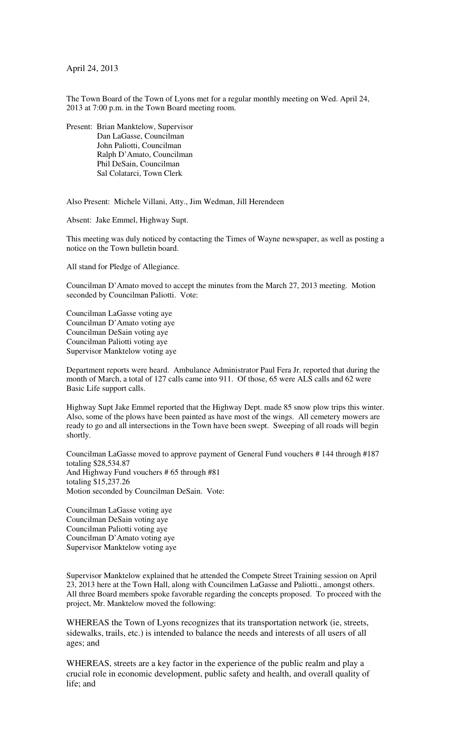April 24, 2013

The Town Board of the Town of Lyons met for a regular monthly meeting on Wed. April 24, 2013 at 7:00 p.m. in the Town Board meeting room.

Present: Brian Manktelow, Supervisor
Dan LaGasse, Councilman
John Paliotti, Councilman
Ralph D'Amato, Councilman
Phil DeSain, Councilman
Sal Colatarci, Town Clerk

Also Present: Michele Villani, Atty., Jim Wedman, Jill Herendeen

Absent: Jake Emmel, Highway Supt.

This meeting was duly noticed by contacting the Times of Wayne newspaper, as well as posting a notice on the Town bulletin board.

All stand for Pledge of Allegiance.

Councilman D'Amato moved to accept the minutes from the March 27, 2013 meeting. Motion seconded by Councilman Paliotti. Vote:

Councilman LaGasse voting aye
Councilman D'Amato voting aye
Councilman DeSain voting aye
Councilman Paliotti voting aye
Supervisor Manktelow voting aye

Department reports were heard. Ambulance Administrator Paul Fera Jr. reported that during the month of March, a total of 127 calls came into 911. Of those, 65 were ALS calls and 62 were Basic Life support calls.

Highway Supt Jake Emmel reported that the Highway Dept. made 85 snow plow trips this winter. Also, some of the plows have been painted as have most of the wings. All cemetery mowers are ready to go and all intersections in the Town have been swept. Sweeping of all roads will begin shortly.

Councilman LaGasse moved to approve payment of General Fund vouchers # 144 through #187 totaling $28,534.87
And Highway Fund vouchers # 65 through #81
totaling $15,237.26
Motion seconded by Councilman DeSain. Vote:

Councilman LaGasse voting aye
Councilman DeSain voting aye
Councilman Paliotti voting aye
Councilman D'Amato voting aye
Supervisor Manktelow voting aye

Supervisor Manktelow explained that he attended the Compete Street Training session on April 23, 2013 here at the Town Hall, along with Councilmen LaGasse and Paliotti., amongst others. All three Board members spoke favorable regarding the concepts proposed. To proceed with the project, Mr. Manktelow moved the following:

WHEREAS the Town of Lyons recognizes that its transportation network (ie, streets, sidewalks, trails, etc.) is intended to balance the needs and interests of all users of all ages; and

WHEREAS, streets are a key factor in the experience of the public realm and play a crucial role in economic development, public safety and health, and overall quality of life; and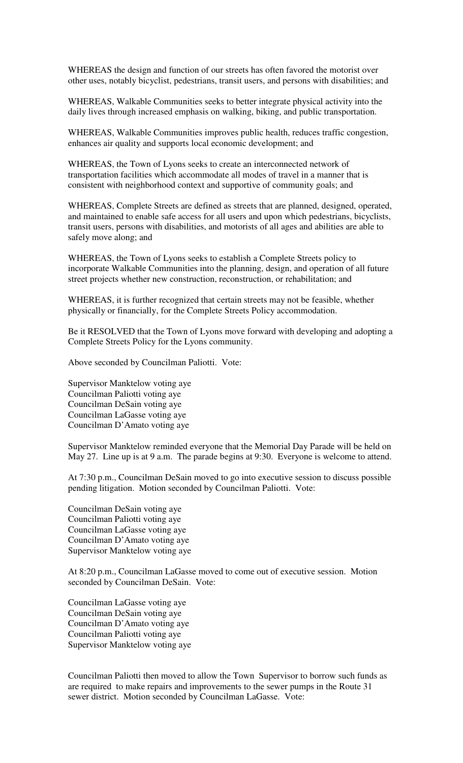WHEREAS the design and function of our streets has often favored the motorist over other uses, notably bicyclist, pedestrians, transit users, and persons with disabilities; and

WHEREAS, Walkable Communities seeks to better integrate physical activity into the daily lives through increased emphasis on walking, biking, and public transportation.

WHEREAS, Walkable Communities improves public health, reduces traffic congestion, enhances air quality and supports local economic development; and

WHEREAS, the Town of Lyons seeks to create an interconnected network of transportation facilities which accommodate all modes of travel in a manner that is consistent with neighborhood context and supportive of community goals; and

WHEREAS, Complete Streets are defined as streets that are planned, designed, operated, and maintained to enable safe access for all users and upon which pedestrians, bicyclists, transit users, persons with disabilities, and motorists of all ages and abilities are able to safely move along; and

WHEREAS, the Town of Lyons seeks to establish a Complete Streets policy to incorporate Walkable Communities into the planning, design, and operation of all future street projects whether new construction, reconstruction, or rehabilitation; and

WHEREAS, it is further recognized that certain streets may not be feasible, whether physically or financially, for the Complete Streets Policy accommodation.

Be it RESOLVED that the Town of Lyons move forward with developing and adopting a Complete Streets Policy for the Lyons community.

Above seconded by Councilman Paliotti. Vote:

Supervisor Manktelow voting aye
Councilman Paliotti voting aye
Councilman DeSain voting aye
Councilman LaGasse voting aye
Councilman D'Amato voting aye

Supervisor Manktelow reminded everyone that the Memorial Day Parade will be held on May 27. Line up is at 9 a.m. The parade begins at 9:30. Everyone is welcome to attend.

At 7:30 p.m., Councilman DeSain moved to go into executive session to discuss possible pending litigation. Motion seconded by Councilman Paliotti. Vote:

Councilman DeSain voting aye
Councilman Paliotti voting aye
Councilman LaGasse voting aye
Councilman D'Amato voting aye
Supervisor Manktelow voting aye

At 8:20 p.m., Councilman LaGasse moved to come out of executive session. Motion seconded by Councilman DeSain. Vote:

Councilman LaGasse voting aye
Councilman DeSain voting aye
Councilman D'Amato voting aye
Councilman Paliotti voting aye
Supervisor Manktelow voting aye

Councilman Paliotti then moved to allow the Town Supervisor to borrow such funds as are required to make repairs and improvements to the sewer pumps in the Route 31 sewer district. Motion seconded by Councilman LaGasse. Vote: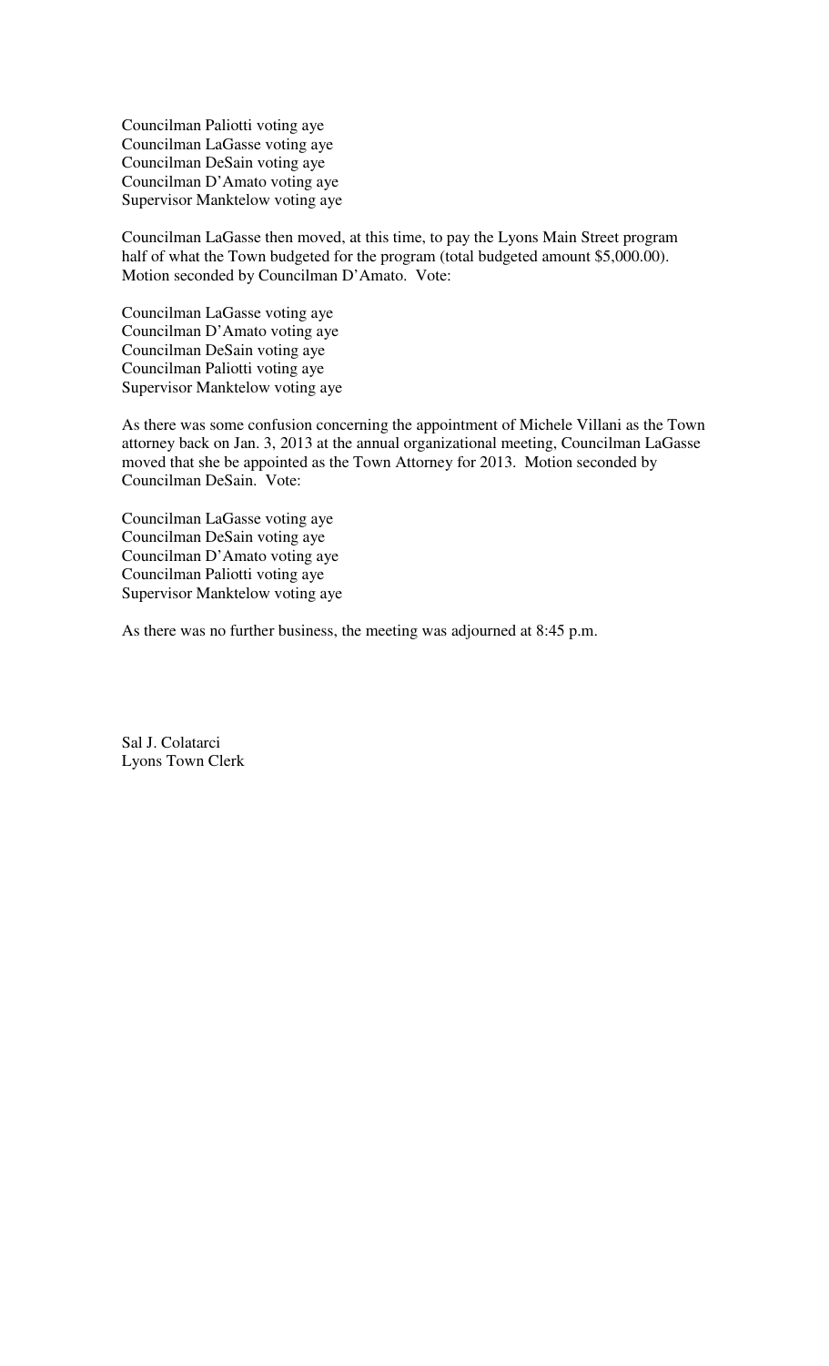Councilman Paliotti voting aye
Councilman LaGasse voting aye
Councilman DeSain voting aye
Councilman D'Amato voting aye
Supervisor Manktelow voting aye

Councilman LaGasse then moved, at this time, to pay the Lyons Main Street program half of what the Town budgeted for the program (total budgeted amount $5,000.00). Motion seconded by Councilman D'Amato. Vote:

Councilman LaGasse voting aye
Councilman D'Amato voting aye
Councilman DeSain voting aye
Councilman Paliotti voting aye
Supervisor Manktelow voting aye

As there was some confusion concerning the appointment of Michele Villani as the Town attorney back on Jan. 3, 2013 at the annual organizational meeting, Councilman LaGasse moved that she be appointed as the Town Attorney for 2013. Motion seconded by Councilman DeSain. Vote:

Councilman LaGasse voting aye
Councilman DeSain voting aye
Councilman D'Amato voting aye
Councilman Paliotti voting aye
Supervisor Manktelow voting aye

As there was no further business, the meeting was adjourned at 8:45 p.m.

Sal J. Colatarci
Lyons Town Clerk